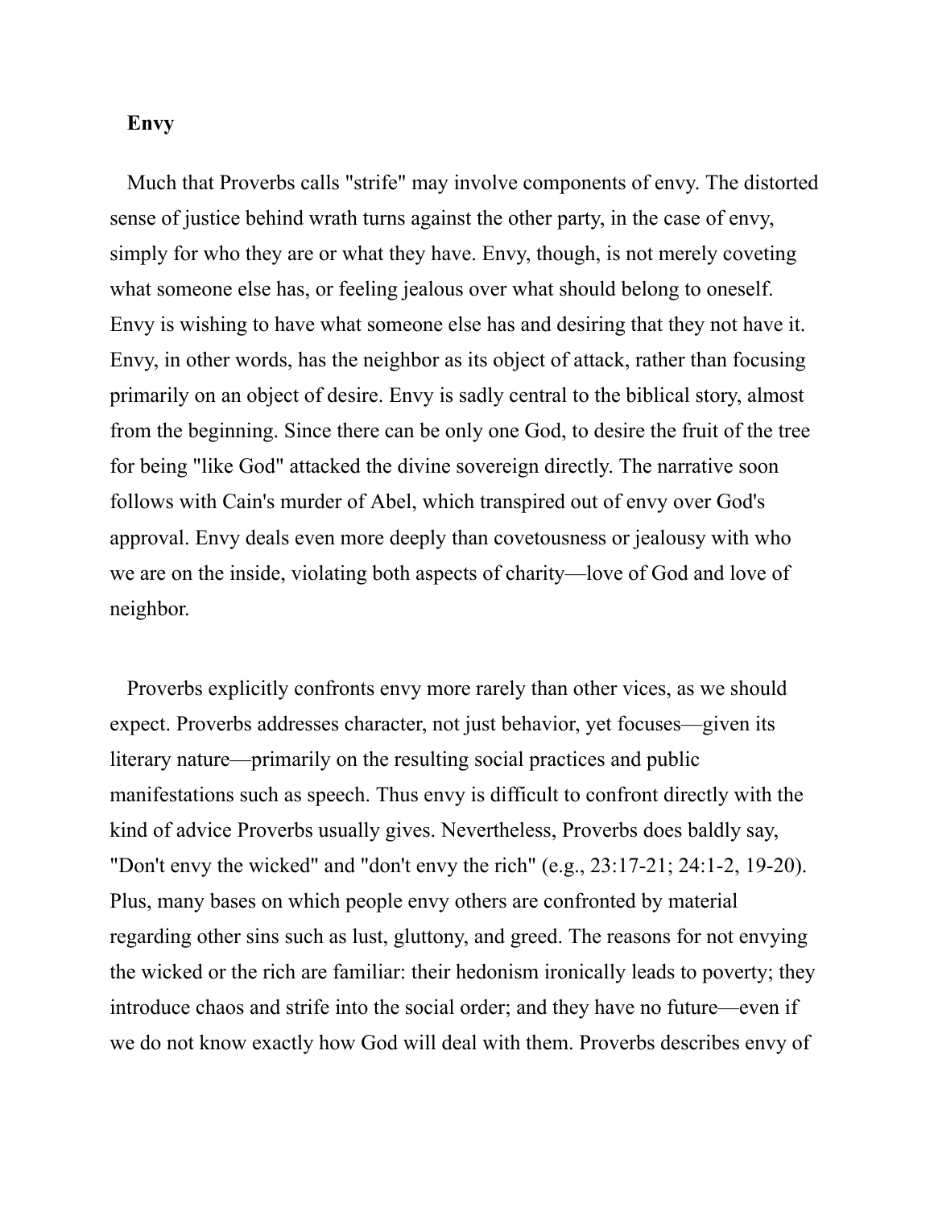## Envy

Much that Proverbs calls "strife" may involve components of envy. The distorted sense of justice behind wrath turns against the other party, in the case of envy, simply for who they are or what they have. Envy, though, is not merely coveting what someone else has, or feeling jealous over what should belong to oneself. Envy is wishing to have what someone else has and desiring that they not have it. Envy, in other words, has the neighbor as its object of attack, rather than focusing primarily on an object of desire. Envy is sadly central to the biblical story, almost from the beginning. Since there can be only one God, to desire the fruit of the tree for being "like God" attacked the divine sovereign directly. The narrative soon follows with Cain's murder of Abel, which transpired out of envy over God's approval. Envy deals even more deeply than covetousness or jealousy with who we are on the inside, violating both aspects of charity—love of God and love of neighbor.

Proverbs explicitly confronts envy more rarely than other vices, as we should expect. Proverbs addresses character, not just behavior, yet focuses—given its literary nature—primarily on the resulting social practices and public manifestations such as speech. Thus envy is difficult to confront directly with the kind of advice Proverbs usually gives. Nevertheless, Proverbs does baldly say, "Don't envy the wicked" and "don't envy the rich" (e.g., 23:17-21; 24:1-2, 19-20). Plus, many bases on which people envy others are confronted by material regarding other sins such as lust, gluttony, and greed. The reasons for not envying the wicked or the rich are familiar: their hedonism ironically leads to poverty; they introduce chaos and strife into the social order; and they have no future—even if we do not know exactly how God will deal with them. Proverbs describes envy of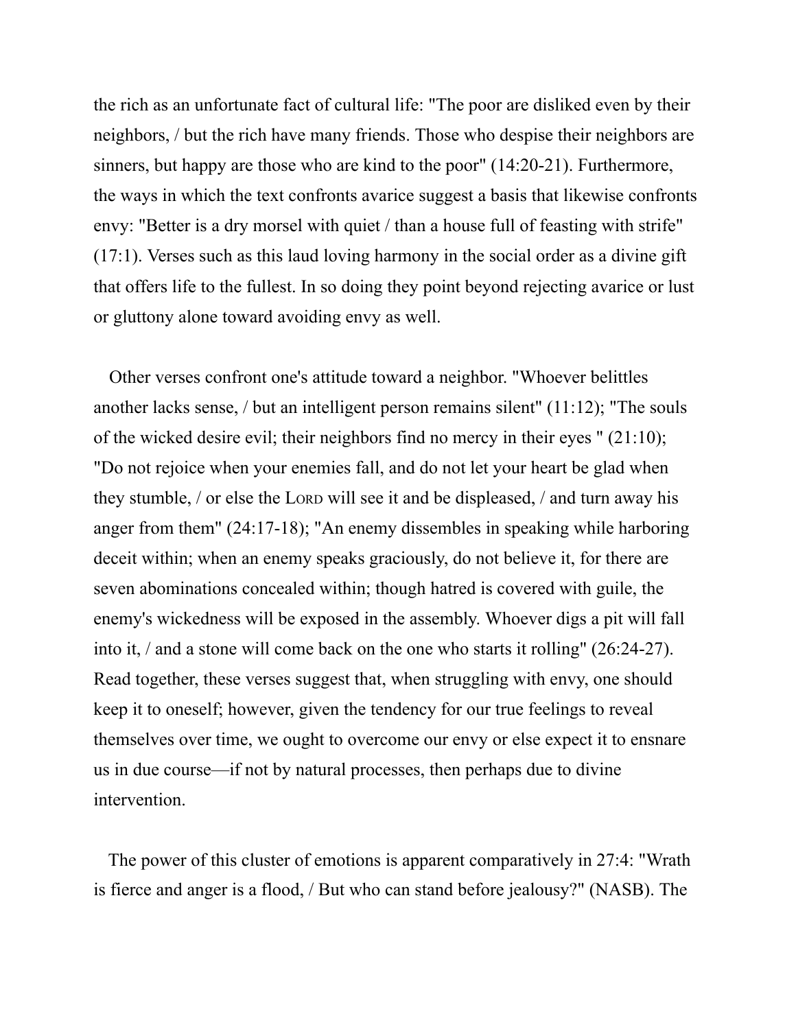the rich as an unfortunate fact of cultural life: "The poor are disliked even by their neighbors, / but the rich have many friends. Those who despise their neighbors are sinners, but happy are those who are kind to the poor" (14:20-21). Furthermore, the ways in which the text confronts avarice suggest a basis that likewise confronts envy: "Better is a dry morsel with quiet / than a house full of feasting with strife" (17:1). Verses such as this laud loving harmony in the social order as a divine gift that offers life to the fullest. In so doing they point beyond rejecting avarice or lust or gluttony alone toward avoiding envy as well.

Other verses confront one's attitude toward a neighbor. "Whoever belittles another lacks sense, / but an intelligent person remains silent" (11:12); "The souls of the wicked desire evil; their neighbors find no mercy in their eyes " (21:10); "Do not rejoice when your enemies fall, and do not let your heart be glad when they stumble, / or else the LORD will see it and be displeased, / and turn away his anger from them" (24:17-18); "An enemy dissembles in speaking while harboring deceit within; when an enemy speaks graciously, do not believe it, for there are seven abominations concealed within; though hatred is covered with guile, the enemy's wickedness will be exposed in the assembly. Whoever digs a pit will fall into it, / and a stone will come back on the one who starts it rolling" (26:24-27). Read together, these verses suggest that, when struggling with envy, one should keep it to oneself; however, given the tendency for our true feelings to reveal themselves over time, we ought to overcome our envy or else expect it to ensnare us in due course—if not by natural processes, then perhaps due to divine intervention.

The power of this cluster of emotions is apparent comparatively in 27:4: "Wrath is fierce and anger is a flood, / But who can stand before jealousy?" (NASB). The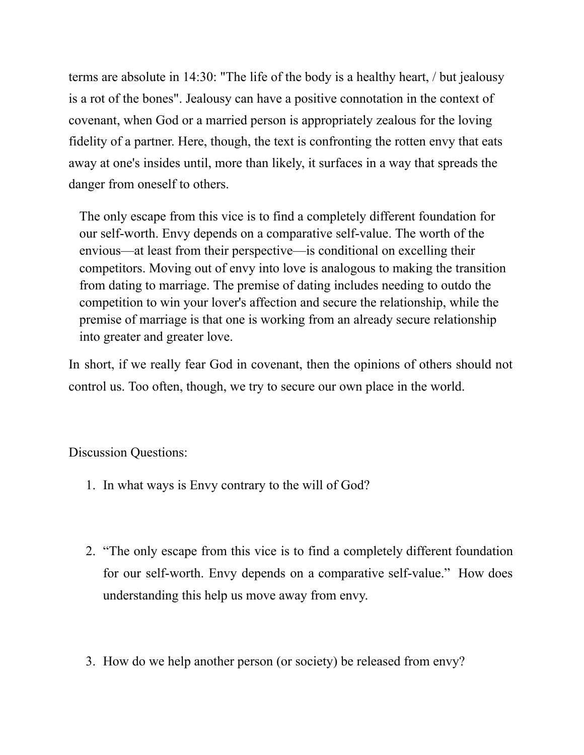terms are absolute in 14:30: "The life of the body is a healthy heart, / but jealousy is a rot of the bones". Jealousy can have a positive connotation in the context of covenant, when God or a married person is appropriately zealous for the loving fidelity of a partner. Here, though, the text is confronting the rotten envy that eats away at one's insides until, more than likely, it surfaces in a way that spreads the danger from oneself to others.

> The only escape from this vice is to find a completely different foundation for our self-worth. Envy depends on a comparative self-value. The worth of the envious—at least from their perspective—is conditional on excelling their competitors. Moving out of envy into love is analogous to making the transition from dating to marriage. The premise of dating includes needing to outdo the competition to win your lover's affection and secure the relationship, while the premise of marriage is that one is working from an already secure relationship into greater and greater love.

In short, if we really fear God in covenant, then the opinions of others should not control us. Too often, though, we try to secure our own place in the world.

Discussion Questions:

1. In what ways is Envy contrary to the will of God?

2. "The only escape from this vice is to find a completely different foundation for our self-worth. Envy depends on a comparative self-value." How does understanding this help us move away from envy.

3. How do we help another person (or society) be released from envy?